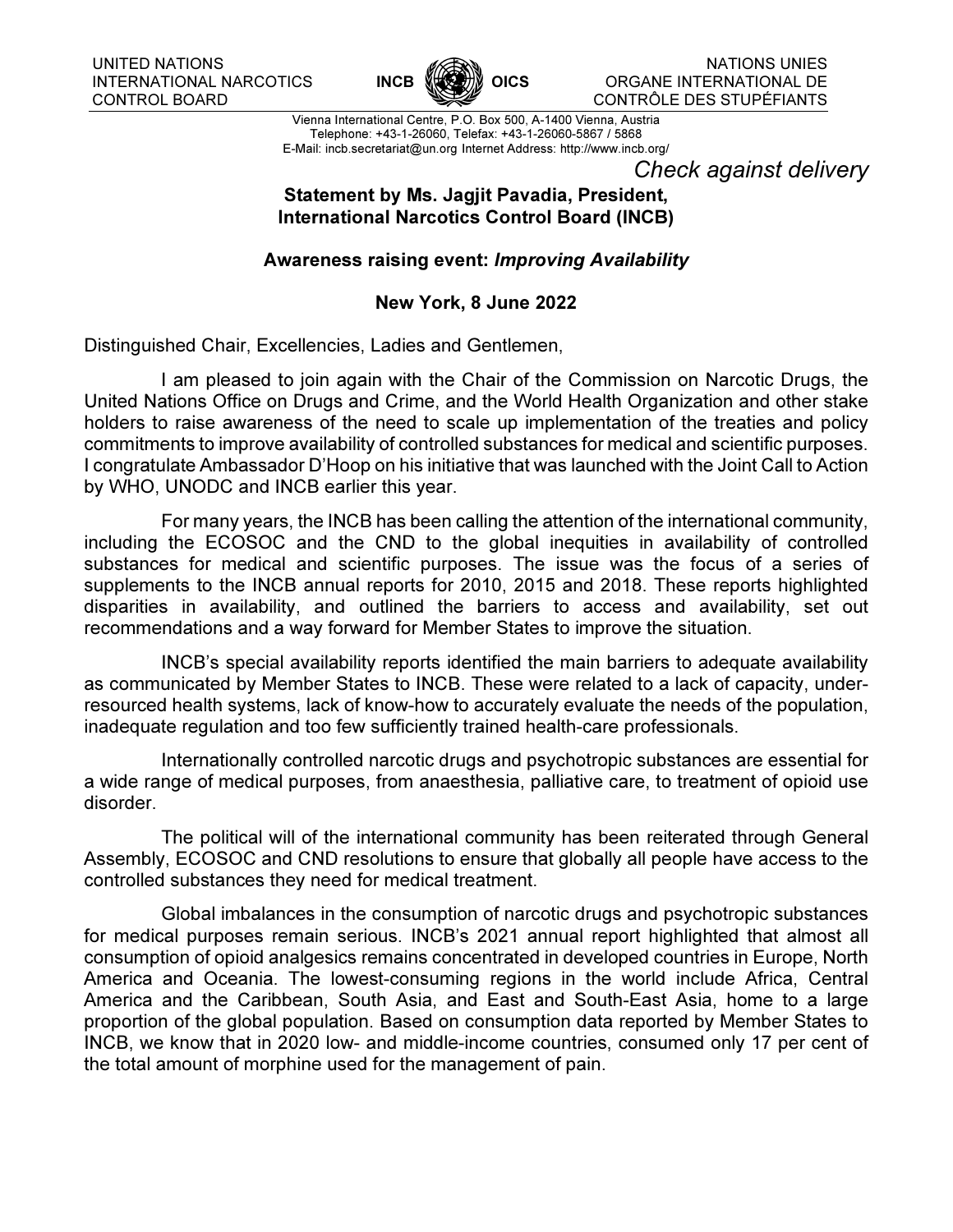UNITED NATIONS
INTERNATIONAL NARCOTICS
CONTROL BOARD

INCB OICS

NATIONS UNIES
ORGANE INTERNATIONAL DE
CONTRÔLE DES STUPÉFIANTS

Vienna International Centre, P.O. Box 500, A-1400 Vienna, Austria
Telephone: +43-1-26060, Telefax: +43-1-26060-5867 / 5868
E-Mail: incb.secretariat@un.org Internet Address: http://www.incb.org/

*Check against delivery*

**Statement by Ms. Jagjit Pavadia, President,
International Narcotics Control Board (INCB)**

**Awareness raising event: *Improving Availability***

**New York, 8 June 2022**

Distinguished Chair, Excellencies, Ladies and Gentlemen,

I am pleased to join again with the Chair of the Commission on Narcotic Drugs, the United Nations Office on Drugs and Crime, and the World Health Organization and other stake holders to raise awareness of the need to scale up implementation of the treaties and policy commitments to improve availability of controlled substances for medical and scientific purposes. I congratulate Ambassador D'Hoop on his initiative that was launched with the Joint Call to Action by WHO, UNODC and INCB earlier this year.

For many years, the INCB has been calling the attention of the international community, including the ECOSOC and the CND to the global inequities in availability of controlled substances for medical and scientific purposes. The issue was the focus of a series of supplements to the INCB annual reports for 2010, 2015 and 2018. These reports highlighted disparities in availability, and outlined the barriers to access and availability, set out recommendations and a way forward for Member States to improve the situation.

INCB's special availability reports identified the main barriers to adequate availability as communicated by Member States to INCB. These were related to a lack of capacity, under-resourced health systems, lack of know-how to accurately evaluate the needs of the population, inadequate regulation and too few sufficiently trained health-care professionals.

Internationally controlled narcotic drugs and psychotropic substances are essential for a wide range of medical purposes, from anaesthesia, palliative care, to treatment of opioid use disorder.

The political will of the international community has been reiterated through General Assembly, ECOSOC and CND resolutions to ensure that globally all people have access to the controlled substances they need for medical treatment.

Global imbalances in the consumption of narcotic drugs and psychotropic substances for medical purposes remain serious. INCB's 2021 annual report highlighted that almost all consumption of opioid analgesics remains concentrated in developed countries in Europe, North America and Oceania. The lowest-consuming regions in the world include Africa, Central America and the Caribbean, South Asia, and East and South-East Asia, home to a large proportion of the global population. Based on consumption data reported by Member States to INCB, we know that in 2020 low- and middle-income countries, consumed only 17 per cent of the total amount of morphine used for the management of pain.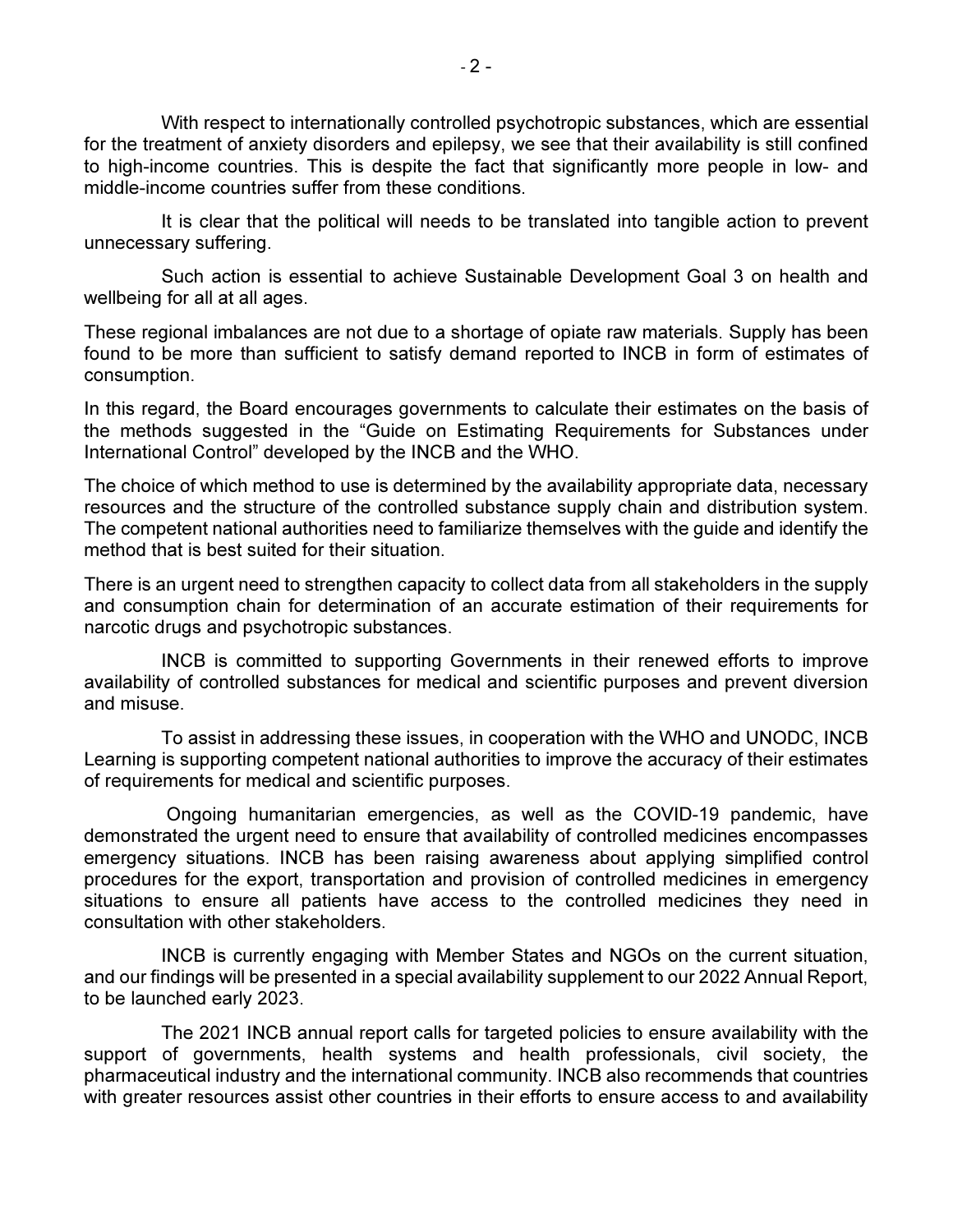With respect to internationally controlled psychotropic substances, which are essential for the treatment of anxiety disorders and epilepsy, we see that their availability is still confined to high-income countries. This is despite the fact that significantly more people in low- and middle-income countries suffer from these conditions.

It is clear that the political will needs to be translated into tangible action to prevent unnecessary suffering.

Such action is essential to achieve Sustainable Development Goal 3 on health and wellbeing for all at all ages.

These regional imbalances are not due to a shortage of opiate raw materials. Supply has been found to be more than sufficient to satisfy demand reported to INCB in form of estimates of consumption.

In this regard, the Board encourages governments to calculate their estimates on the basis of the methods suggested in the "Guide on Estimating Requirements for Substances under International Control" developed by the INCB and the WHO.

The choice of which method to use is determined by the availability appropriate data, necessary resources and the structure of the controlled substance supply chain and distribution system. The competent national authorities need to familiarize themselves with the guide and identify the method that is best suited for their situation.

There is an urgent need to strengthen capacity to collect data from all stakeholders in the supply and consumption chain for determination of an accurate estimation of their requirements for narcotic drugs and psychotropic substances.

INCB is committed to supporting Governments in their renewed efforts to improve availability of controlled substances for medical and scientific purposes and prevent diversion and misuse.

To assist in addressing these issues, in cooperation with the WHO and UNODC, INCB Learning is supporting competent national authorities to improve the accuracy of their estimates of requirements for medical and scientific purposes.

Ongoing humanitarian emergencies, as well as the COVID-19 pandemic, have demonstrated the urgent need to ensure that availability of controlled medicines encompasses emergency situations. INCB has been raising awareness about applying simplified control procedures for the export, transportation and provision of controlled medicines in emergency situations to ensure all patients have access to the controlled medicines they need in consultation with other stakeholders.

INCB is currently engaging with Member States and NGOs on the current situation, and our findings will be presented in a special availability supplement to our 2022 Annual Report, to be launched early 2023.

The 2021 INCB annual report calls for targeted policies to ensure availability with the support of governments, health systems and health professionals, civil society, the pharmaceutical industry and the international community. INCB also recommends that countries with greater resources assist other countries in their efforts to ensure access to and availability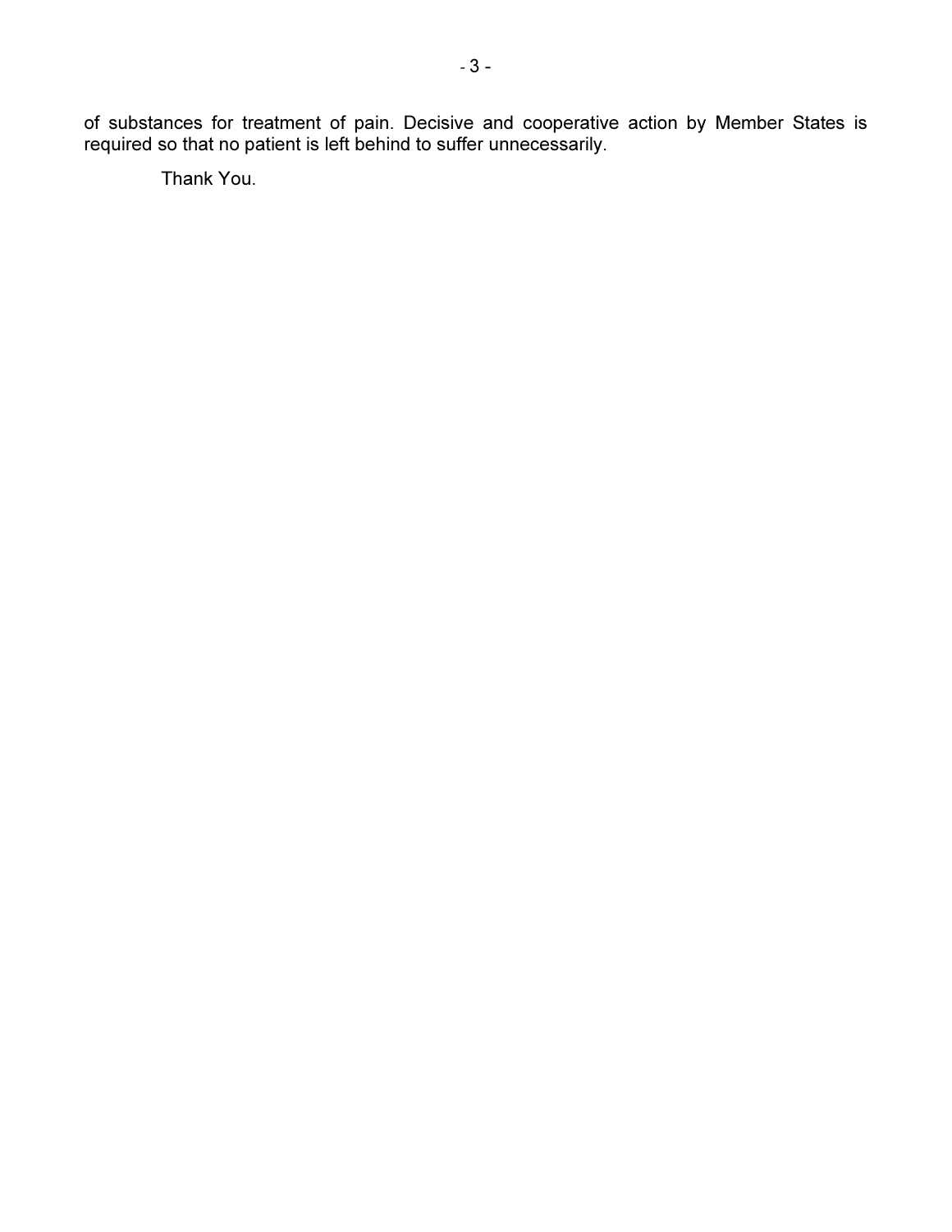of substances for treatment of pain. Decisive and cooperative action by Member States is required so that no patient is left behind to suffer unnecessarily.

Thank You.